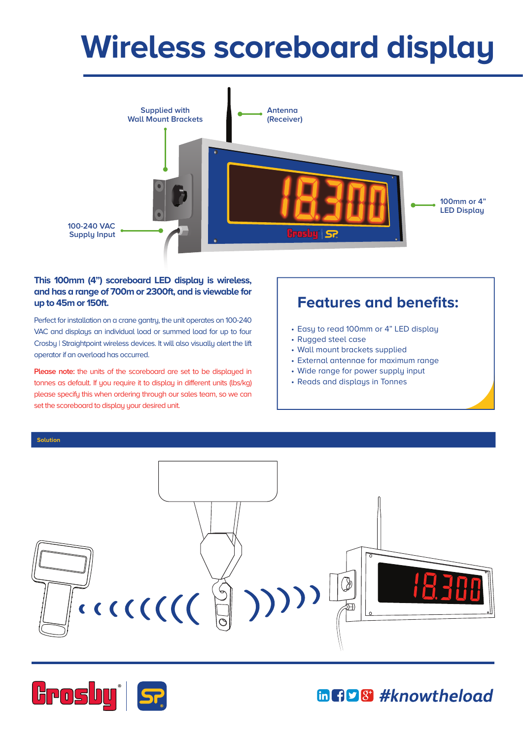# Wireless scoreboard display

Supplied with Wall Mount Brackets

Antenna (Receiver)

100mm or 4" LED Display

100-240 VAC Supply Input

**This 100mm (4") scoreboard LED display is wireless, and has a range of 700m or 2300ft, and is viewable for up to 45m or 150ft.**

Perfect for installation on a crane gantry, the unit operates on 100-240 VAC and displays an individual load or summed load for up to four Crosby | Straightpoint wireless devices. It will also visually alert the lift operator if an overload has occurred.

**Please note:** the units of the scoreboard are set to be displayed in tonnes as default. If you require it to display in different units (lbs/kg) please specify this when ordering through our sales team, so we can set the scoreboard to display your desired unit.

## Features and benefits:

- Easy to read 100mm or 4" LED display
- Rugged steel case
- Wall mount brackets supplied
- External antennae for maximum range
- Wide range for power supply input
- Reads and displays in Tonnes

**Solution**

#knowtheload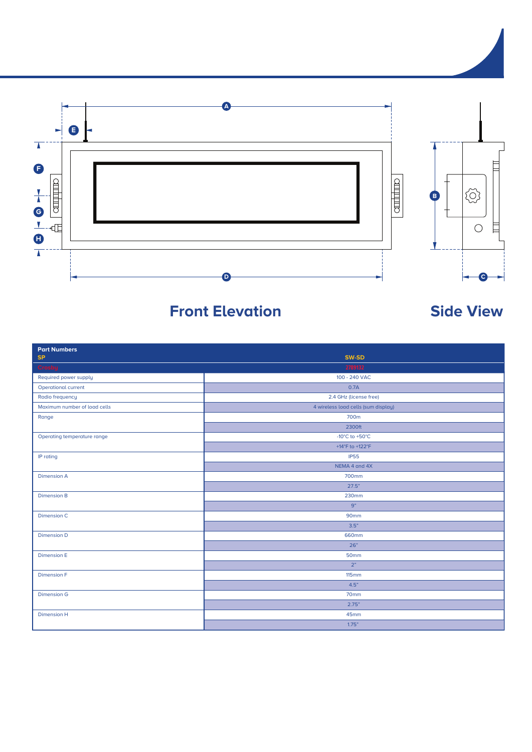A

E

F

G

H

D

B

C

## Front Elevation

## Side View

| Part Numbers<br>SP | SW-SD |
|---|---|
| Crosby | 2789132 |
| Required power supply | 100 - 240 VAC |
| Operational current | 0.7A |
| Radio frequency | 2.4 GHz (license free) |
| Maximum number of load cells | 4 wireless load cells (sum display) |
| Range | 700m |
| | 2300ft |
| Operating temperature range | -10°C to +50°C |
| | +14°F to +122°F |
| IP rating | IP55 |
| | NEMA 4 and 4X |
| Dimension A | 700mm |
| | 27.5" |
| Dimension B | 230mm |
| | 9" |
| Dimension C | 90mm |
| | 3.5" |
| Dimension D | 660mm |
| | 26" |
| Dimension E | 50mm |
| | 2" |
| Dimension F | 115mm |
| | 4.5" |
| Dimension G | 70mm |
| | 2.75" |
| Dimension H | 45mm |
| | 1.75" |